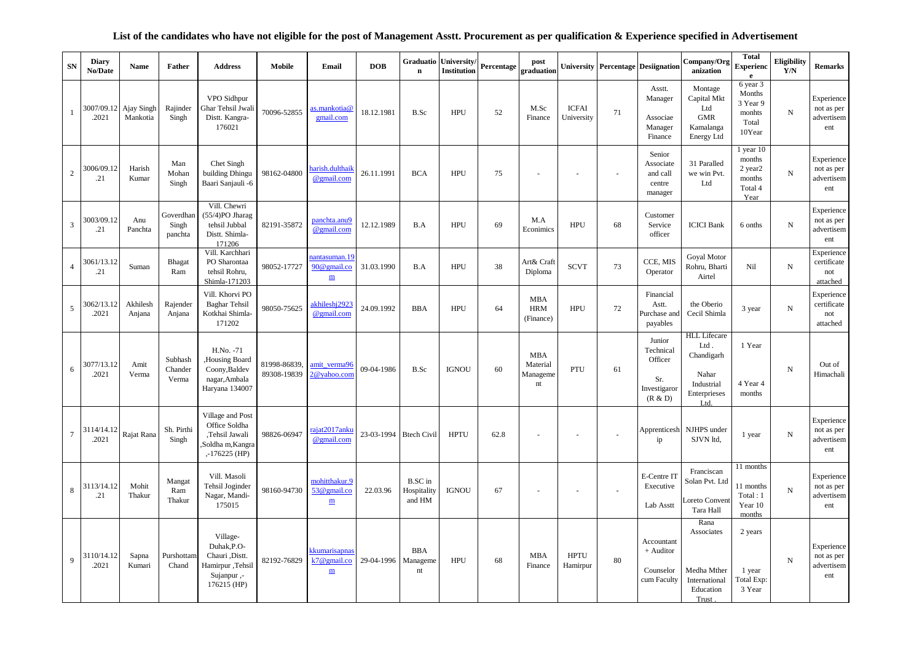# List of the candidates who have not eligible for the post of Management Asstt. Procurement as per qualification & Experience specified in Advertisement

| SN | Diary No/Date | Name | Father | Address | Mobile | Email | DOB | Graduation | University/ Institution | Percentage | post graduation | University | Percentage | Desiignation | Company/Organization | Total Experience | Eligibility Y/N | Remarks |
|---|---|---|---|---|---|---|---|---|---|---|---|---|---|---|---|---|---|---|
| 1 | 3007/09.12.2021 | Ajay Singh Mankotia | Rajinder Singh | VPO Sidhpur Ghar Tehsil Jwali Distt. Kangra-176021 | 70096-52855 | as.mankotia@gmail.com | 18.12.1981 | B.Sc | HPU | 52 | M.Sc Finance | ICFAI University | 71 | Asstt. Manager Associae Manager Finance | Montage Capital Mkt Ltd GMR Kamalanga Energy Ltd | 6 year 3 Months 3 Year 9 monhts Total 10Year | N | Experience not as per advertisement |
| 2 | 3006/09.12.21 | Harish Kumar | Man Mohan Singh | Chet Singh building Dhingu Baari Sanjauli -6 | 98162-04800 | harish.dulthaik@gmail.com | 26.11.1991 | BCA | HPU | 75 | - | - | - | Senior Associate and call centre manager | 31 Paralled we win Pvt. Ltd | 1 year 10 months 2 year2 months Total 4 Year | N | Experience not as per advertisement |
| 3 | 3003/09.12.21 | Anu Panchta | Goverdhan Singh panchta | Vill. Chewri (55/4)PO Jharag tehsil Jubbal Distt. Shimla-171206 | 82191-35872 | panchta.anu9@gmail.com | 12.12.1989 | B.A | HPU | 69 | M.A Econimics | HPU | 68 | Customer Service officer | ICICI Bank | 6 onths | N | Experience not as per advertisement |
| 4 | 3061/13.12.21 | Suman | Bhagat Ram | Vill. Karchhari PO Sharontaa tehsil Rohru, Shimla-171203 | 98052-17727 | nantasuman.1990@gmail.com | 31.03.1990 | B.A | HPU | 38 | Art& Craft Diploma | SCVT | 73 | CCE, MIS Operator | Goyal Motor Rohru, Bharti Airtel | Nil | N | Experience certificate not attached |
| 5 | 3062/13.12.2021 | Akhilesh Anjana | Rajender Anjana | Vill. Khorvi PO Baghar Tehsil Kotkhai Shimla-171202 | 98050-75625 | akhileshj2923@gmail.com | 24.09.1992 | BBA | HPU | 64 | MBA HRM (Finance) | HPU | 72 | Financial Astt. Purchase and payables | the Oberio Cecil Shimla | 3 year | N | Experience certificate not attached |
| 6 | 3077/13.12.2021 | Amit Verma | Subhash Chander Verma | H.No. -71 ,Housing Board Coony,Baldev nagar,Ambala Haryana 134007 | 81998-86839, 89308-19839 | amit_verma962@yahoo.com | 09-04-1986 | B.Sc | IGNOU | 60 | MBA Material Management | PTU | 61 | Junior Technical Officer Sr. Investigaror (R & D) | HLL Lifecare Ltd . Chandigarh Nahar Industrial Enterprieses Ltd. | 1 Year 4 Year 4 months | N | Out of Himachali |
| 7 | 3114/14.12.2021 | Rajat Rana | Sh. Pirthi Singh | Village and Post Office Soldha ,Tehsil Jawali ,Soldha m,Kangra ,-176225 (HP) | 98826-06947 | rajat2017anku@gmail.com | 23-03-1994 | Btech Civil | HPTU | 62.8 | - | - | - | Apprenticeship | NJHPS under SJVN ltd, | 1 year | N | Experience not as per advertisement |
| 8 | 3113/14.12.21 | Mohit Thakur | Mangat Ram Thakur | Vill. Masoli Tehsil Joginder Nagar, Mandi-175015 | 98160-94730 | mohitthakur.953@gmail.com | 22.03.96 | B.SC in Hospitality and HM | IGNOU | 67 | - | - | - | E-Centre IT Executive Lab Asstt | Franciscan Solan Pvt. Ltd Loreto Convent Tara Hall | 11 months 11 months Total : 1 Year 10 months | N | Experience not as per advertisement |
| 9 | 3110/14.12.2021 | Sapna Kumari | Purshottam Chand | Village-Duhak,P.O-Chauri ,Distt. Hamirpur ,Tehsil Sujanpur ,-176215 (HP) | 82192-76829 | kkumarisapnask7@gmail.com | 29-04-1996 | BBA Management | HPU | 68 | MBA Finance | HPTU Hamirpur | 80 | Accountant + Auditor Counselor cum Faculty | Rana Associates Medha Mther International Education Trust . | 2 years 1 year Total Exp: 3 Year | N | Experience not as per advertisement |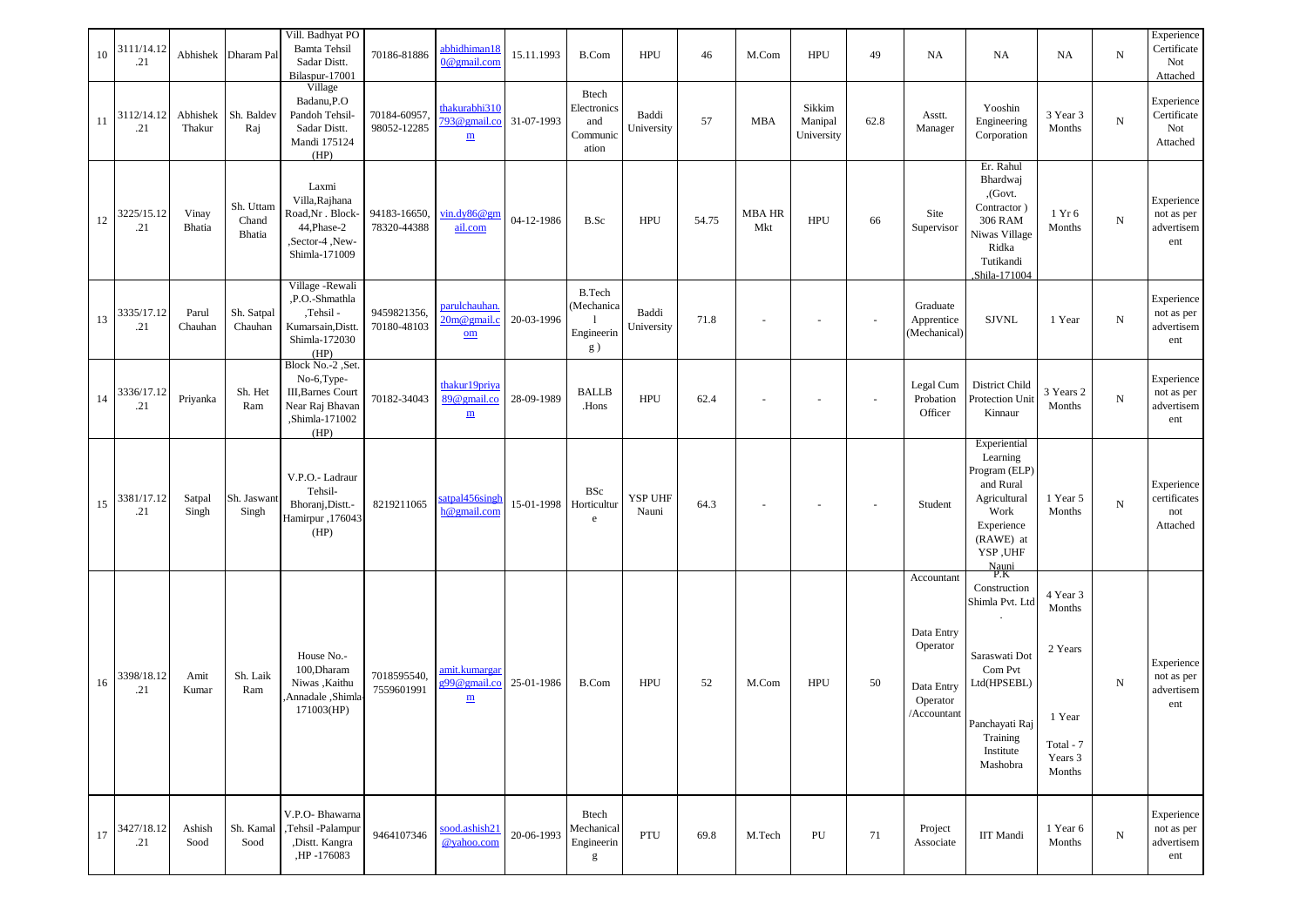| 10 | 3111/14.12.21 | Abhishek | Dharam Pal | Vill. Badhyat PO Bamta Tehsil Sadar Distt. Bilaspur-17001 | 70186-81886 | abhidhiman180@gmail.com | 15.11.1993 | B.Com | HPU | 46 | M.Com | HPU | 49 | NA | NA | NA | N | Experience Certificate Not Attached |
|---|---|---|---|---|---|---|---|---|---|---|---|---|---|---|---|---|---|---|
| 11 | 3112/14.12.21 | Abhishek Thakur | Sh. Baldev Raj | Village Badanu,P.O Pandoh Tehsil-Sadar Distt. Mandi 175124 (HP) | 70184-60957, 98052-12285 | thakurabhi310793@gmail.com | 31-07-1993 | Btech Electronics and Communication | Baddi University | 57 | MBA | Sikkim Manipal University | 62.8 | Asstt. Manager | Yooshin Engineering Corporation | 3 Year 3 Months | N | Experience Certificate Not Attached |
| 12 | 3225/15.12.21 | Vinay Bhatia | Sh. Uttam Chand Bhatia | Laxmi Villa,Rajhana Road,Nr . Block-44,Phase-2 ,Sector-4 ,New-Shimla-171009 | 94183-16650, 78320-44388 | vin.dy86@gmail.com | 04-12-1986 | B.Sc | HPU | 54.75 | MBA HR Mkt | HPU | 66 | Site Supervisor | Er. Rahul Bhardwaj ,(Govt. Contractor ) 306 RAM Niwas Village Ridka Tutikandi ,Shila-171004 | 1 Yr 6 Months | N | Experience not as per advertisement |
| 13 | 3335/17.12.21 | Parul Chauhan | Sh. Satpal Chauhan | Village -Rewali ,P.O.-Shmathla ,Tehsil - Kumarsain,Distt. Shimla-172030 (HP) | 9459821356, 70180-48103 | parulchauhan.20m@gmail.com | 20-03-1996 | B.Tech (Mechanical Engineering ) | Baddi University | 71.8 | - | - | - | Graduate Apprentice (Mechanical) | SJVNL | 1 Year | N | Experience not as per advertisement |
| 14 | 3336/17.12.21 | Priyanka | Sh. Het Ram | Block No.-2 ,Set. No-6,Type-III,Barnes Court Near Raj Bhavan ,Shimla-171002 (HP) | 70182-34043 | thakur19priya89@gmail.com | 28-09-1989 | BALLB .Hons | HPU | 62.4 | - | - | - | Legal Cum Probation Officer | District Child Protection Unit Kinnaur | 3 Years 2 Months | N | Experience not as per advertisement |
| 15 | 3381/17.12.21 | Satpal Singh | Sh. Jaswant Singh | V.P.O.- Ladraur Tehsil-Bhoranj,Distt.-Hamirpur ,176043 (HP) | 8219211065 | satpal456singh@gmail.com | 15-01-1998 | BSc Horticulture | YSP UHF Nauni | 64.3 | - | - | - | Student | Experiential Learning Program (ELP) and Rural Agricultural Work Experience (RAWE) at YSP ,UHF Nauni | 1 Year 5 Months | N | Experience certificates not Attached |
| 16 | 3398/18.12.21 | Amit Kumar | Sh. Laik Ram | House No.-100,Dharam Niwas ,Kaithu ,Annadale ,Shimla-171003(HP) | 7018595540, 7559601991 | amit.kumargarg89@gmail.com | 25-01-1986 | B.Com | HPU | 52 | M.Com | HPU | 50 | Accountant<br>Data Entry Operator<br>Data Entry Operator /Accountant | P.K Construction Shimla Pvt. Ltd .<br>Saraswati Dot Com Pvt Ltd(HPSEBL)<br>Panchayati Raj Training Institute Mashobra | 4 Year 3 Months<br>2 Years<br>1 Year<br>Total - 7 Years 3 Months | N | Experience not as per advertisement |
| 17 | 3427/18.12.21 | Ashish Sood | Sh. Kamal Sood | V.P.O- Bhawarna ,Tehsil -Palampur ,Distt. Kangra ,HP -176083 | 9464107346 | sood.ashish21@yahoo.com | 20-06-1993 | Btech Mechanical Engineering | PTU | 69.8 | M.Tech | PU | 71 | Project Associate | IIT Mandi | 1 Year 6 Months | N | Experience not as per advertisement |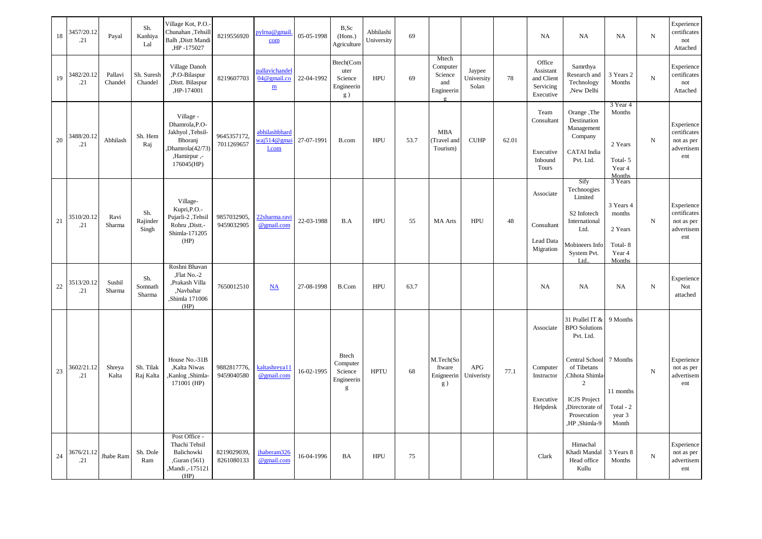| 18 | 3457/20.12.21 | Payal | Sh. Kanhiya Lal | Village Kot, P.O.-Chunahan ,Tehsill Balh ,Distt Mandi ,HP -175027 | 8219556920 | pylrna@gmail.com | 05-05-1998 | B,Sc (Hons.) Agriculture | Abhilashi University | 69 | | | | NA | NA | NA | N | Experience certificates not Attached |
|---|---|---|---|---|---|---|---|---|---|---|---|---|---|---|---|---|---|---|
| 19 | 3482/20.12.21 | Pallavi Chandel | Sh. Suresh Chandel | Village Danoh ,P.O-Bilaspur ,Distt. Bilaspur ,HP-174001 | 8219607703 | pallavichandel04@gmail.com | 22-04-1992 | Btech(Computer Science Engineering ) | HPU | 69 | Mtech Computer Science and Engineering | Jaypee University Solan | 78 | Office Assistant and Client Servicing Executive | Samrthya Research and Technology ,New Delhi | 3 Years 2 Months | N | Experience certificates not Attached |
| 20 | 3488/20.12.21 | Abhilash | Sh. Hem Raj | Village - Dhamrola,P.O-Jakhyol ,Tehsil-Bhoranj ,Dhamrola(42/73) ,Hamirpur ,-176045(HP) | 9645357172, 7011269657 | abhilashbhardwaj514@gmail.com | 27-07-1991 | B.com | HPU | 53.7 | MBA (Travel and Tourism) | CUHP | 62.01 | Team Consultant<br><br>Executive Inbound Tours | Orange ,The Destination Management Company<br><br>CATAI India Pvt. Ltd. | 3 Year 4 Months<br><br>2 Years<br><br>Total- 5 Year 4 Months | N | Experience certificates not as per advertisement |
| 21 | 3510/20.12.21 | Ravi Sharma | Sh. Rajinder Singh | Village-Kupri,P.O.-Pujarli-2 ,Tehsil Rohru ,Distt.-Shimla-171205 (HP) | 9857032905, 9459032905 | 22sharma.ravi@gmail.com | 22-03-1988 | B.A | HPU | 55 | MA Arts | HPU | 48 | Associate<br><br>Consultant<br><br>Lead Data Migration | Sify Technoogies Limited<br><br>S2 Infotech International Ltd.<br><br>Mobineers Info System Pvt. Ltd.. | 3 Years<br><br>3 Years 4 months<br><br>2 Years<br><br>Total- 8 Year 4 Months | N | Experience certificates not as per advertisement |
| 22 | 3513/20.12.21 | Sushil Sharma | Sh. Somnath Sharma | Roshni Bhavan ,Flat No.-2 ,Prakash Villa ,Navbahar ,Shimla 171006 (HP) | 7650012510 | NA | 27-08-1998 | B.Com | HPU | 63.7 | | | | NA | NA | NA | N | Experience Not attached |
| 23 | 3602/21.12.21 | Shreya Kalta | Sh. Tilak Raj Kalta | House No.-31B ,Kalta Niwas ,Kanlog ,Shimla-171001 (HP) | 9882817776, 9459040580 | kaltashreya11@gmail.com | 16-02-1995 | Btech Computer Science Engineering | HPTU | 68 | M.Tech(Software Enigneering ) | APG Univeristy | 77.1 | Associate<br><br>Computer Instructor<br><br>Executive Helpdesk | 31 Prallel IT & BPO Solutions Pvt. Ltd.<br><br>Central School of Tibetans ,Chhota Shimla-2<br><br>ICJS Project ,Directorate of Prosecution ,HP ,Shimla-9 | 9 Months<br><br>7 Months<br><br>11 months<br><br>Total - 2 year 3 Month | N | Experience not as per advertisement |
| 24 | 3676/21.12.21 | Jhabe Ram | Sh. Dole Ram | Post Office - Thachi Tehsil Balichowki ,Guran (561) ,Mandi ,-175121 (HP) | 8219029039, 8261080133 | jhaberam326@gmail.com | 16-04-1996 | BA | HPU | 75 | | | | Clerk | Himachal Khadi Mandal Head office Kullu | 3 Years 8 Months | N | Experience not as per advertisement |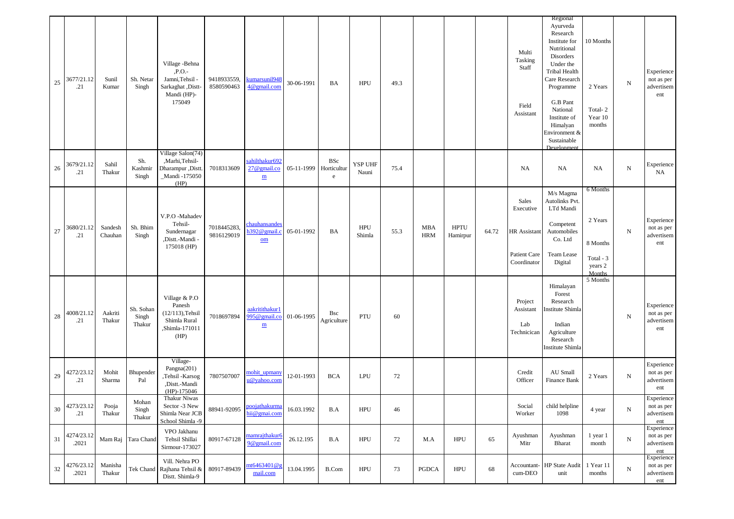| 25 | 3677/21.12.21 | Sunil Kumar | Sh. Netar Singh | Village -Behna ,P.O.-Jamni,Tehsil -Sarkaghat ,Distt-Mandi (HP)-175049 | 9418933559, 8580590463 | kumarsunil9484@gmail.com | 30-06-1991 | BA | HPU | 49.3 | | | | Multi Tasking Staff<br><br>Field Assistant | Regional Ayurveda Research Institute for Nutritional Disorders Under the Tribal Health Care Research Programme<br><br>G.B Pant National Institute of Himalyan Environment & Sustainable Development | 10 Months<br><br>2 Years<br><br>Total- 2 Year 10 months | N | Experience not as per advertisement |
|---|---|---|---|---|---|---|---|---|---|---|---|---|---|---|---|---|---|---|
| 26 | 3679/21.12.21 | Sahil Thakur | Sh. Kashmir Singh | Village Salon(74) ,Marhi,Tehsil-Dharampur ,Distt. _Mandi -175050 (HP) | 7018313609 | sahilthakur69227@gmail.com | 05-11-1999 | BSc Horticulture | YSP UHF Nauni | 75.4 | | | | NA | NA | NA | N | Experience NA |
| 27 | 3680/21.12.21 | Sandesh Chauhan | Sh. Bhim Singh | V.P.O -Mahadev Tehsil-Sundernagar ,Distt.-Mandi -175018 (HP) | 7018445283, 9816129019 | chauhansandesh392@gmail.com | 05-01-1992 | BA | HPU Shimla | 55.3 | MBA HRM | HPTU Hamirpur | 64.72 | Sales Executive<br><br>HR Assistant<br><br>Patient Care Coordinator | M/s Magma Autolinks Pvt. LTd Mandi<br><br>Competent Automobiles Co. Ltd<br><br>Team Lease Digital | 6 Months<br><br>2 Years<br><br>8 Months<br><br>Total - 3 years 2 Months | N | Experience not as per advertisement |
| 28 | 4008/21.12.21 | Aakriti Thakur | Sh. Sohan Singh Thakur | Village & P.O Panesh (12/113),Tehsil Shimla Rural ,Shimla-171011 (HP) | 7018697894 | aakritithakur1995@gmail.com | 01-06-1995 | Bsc Agriculture | PTU | 60 | | | | Project Assistant<br><br>Lab Technicican | Himalayan Forest Research Institute Shimla<br><br>Indian Agriculture Research Institute Shimla | 5 Months | N | Experience not as per advertisement |
| 29 | 4272/23.12.21 | Mohit Sharma | Bhupender Pal | Village-Pangna(201) ,Tehsil -Karsog ,Distt.-Mandi (HP)-175046 | 7807507007 | mohit_upmanyu@yahoo.com | 12-01-1993 | BCA | LPU | 72 | | | | Credit Officer | AU Small Finance Bank | 2 Years | N | Experience not as per advertisement |
| 30 | 4273/23.12.21 | Pooja Thakur | Mohan Singh Thakur | Thakur Niwas Sector -3 New Shimla Near JCB School Shimla -9 | 88941-92095 | poojathakurmahii@gmai.com | 16.03.1992 | B.A | HPU | 46 | | | | Social Worker | child helpline 1098 | 4 year | N | Experience not as per advertisement |
| 31 | 4274/23.12.2021 | Mam Raj | Tara Chand | VPO Jakhanu Tehsil Shillai Sirmour-173027 | 80917-67128 | mamrajthakur69@gmail.com | 26.12.195 | B.A | HPU | 72 | M.A | HPU | 65 | Ayushman Mitr | Ayushman Bharat | 1 year 1 month | N | Experience not as per advertisement |
| 32 | 4276/23.12.2021 | Manisha Thakur | Tek Chand | Vill. Nehra PO Rajhana Tehsil & Distt. Shimla-9 | 80917-89439 | mt6463401@gmail.com | 13.04.1995 | B.Com | HPU | 73 | PGDCA | HPU | 68 | Accountant-cum-DEO | HP State Audit unit | 1 Year 11 months | N | Experience not as per advertisement |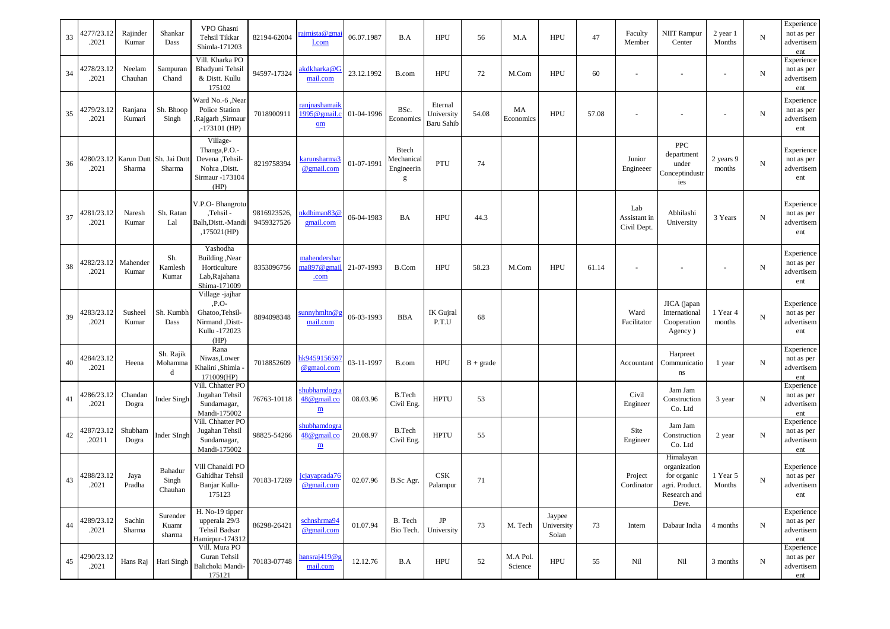| 33 | 4277/23.12.2021 | Rajinder Kumar | Shankar Dass | VPO Ghasni Tehsil Tikkar Shimla-171203 | 82194-62004 | rajmista@gmail.com | 06.07.1987 | B.A | HPU | 56 | M.A | HPU | 47 | Faculty Member | NIIT Rampur Center | 2 year 1 Months | N | Experience not as per advertisement |
|---|---|---|---|---|---|---|---|---|---|---|---|---|---|---|---|---|---|---|
| 34 | 4278/23.12.2021 | Neelam Chauhan | Sampuran Chand | Vill. Kharka PO Bhadyuni Tehsil & Distt. Kullu 175102 | 94597-17324 | akdkharka@Gmail.com | 23.12.1992 | B.com | HPU | 72 | M.Com | HPU | 60 | - | - | - | N | Experience not as per advertisement |
| 35 | 4279/23.12.2021 | Ranjana Kumari | Sh. Bhoop Singh | Ward No.-6 ,Near Police Station ,Rajgarh ,Sirmaur ,-173101 (HP) | 7018900911 | ranjnashamaik1995@gmail.com | 01-04-1996 | BSc. Economics | Eternal University Baru Sahib | 54.08 | MA Economics | HPU | 57.08 | - | - | - | N | Experience not as per advertisement |
| 36 | 4280/23.12.2021 | Karun Dutt Sharma | Sh. Jai Dutt Sharma | Village-Thanga,P.O.-Devena ,Tehsil-Nohra ,Distt. Sirmaur -173104 (HP) | 8219758394 | karunsharma3@gmail.com | 01-07-1991 | Btech Mechanical Engineering | PTU | 74 | | | | Junior Engineeer | PPC department under Conceptindustries | 2 years 9 months | N | Experience not as per advertisement |
| 37 | 4281/23.12.2021 | Naresh Kumar | Sh. Ratan Lal | V.P.O- Bhangrotu ,Tehsil - Balh,Distt.-Mandi ,175021(HP) | 9816923526, 9459327526 | nkdhiman83@gmail.com | 06-04-1983 | BA | HPU | 44.3 | | | | Lab Assistant in Civil Dept. | Abhilashi University | 3 Years | N | Experience not as per advertisement |
| 38 | 4282/23.12.2021 | Mahender Kumar | Sh. Kamlesh Kumar | Yashodha Building ,Near Horticulture Lab,Rajahana Shima-171009 | 8353096756 | mahendersharma897@gmail.com | 21-07-1993 | B.Com | HPU | 58.23 | M.Com | HPU | 61.14 | - | - | - | N | Experience not as per advertisement |
| 39 | 4283/23.12.2021 | Susheel Kumar | Sh. Kumbh Dass | Village -jajhar ,P.O-Ghatoo,Tehsil-Nirmand ,Distt-Kullu -172023 (HP) | 8894098348 | sunnyhmltn@gmail.com | 06-03-1993 | BBA | IK Gujral P.T.U | 68 | | | | Ward Facilitator | JICA (japan International Cooperation Agency ) | 1 Year 4 months | N | Experience not as per advertisement |
| 40 | 4284/23.12.2021 | Heena | Sh. Rajik Mohammad | Rana Niwas,Lower Khalini ,Shimla - 171009(HP) | 7018852609 | hk9459156597@gmaol.com | 03-11-1997 | B.com | HPU | B + grade | | | | Accountant | Harpreet Communications | 1 year | N | Experience not as per advertisement |
| 41 | 4286/23.12.2021 | Chandan Dogra | Inder Singh | Vill. Chhatter PO Jugahan Tehsil Sundarnagar, Mandi-175002 | 76763-10118 | shubhamdogra48@gmail.com | 08.03.96 | B.Tech Civil Eng. | HPTU | 53 | | | | Civil Engineer | Jam Jam Construction Co. Ltd | 3 year | N | Experience not as per advertisement |
| 42 | 4287/23.12.20211 | Shubham Dogra | Inder SIngh | Vill. Chhatter PO Jugahan Tehsil Sundarnagar, Mandi-175002 | 98825-54266 | shubhamdogra48@gmail.com | 20.08.97 | B.Tech Civil Eng. | HPTU | 55 | | | | Site Engineer | Jam Jam Construction Co. Ltd | 2 year | N | Experience not as per advertisement |
| 43 | 4288/23.12.2021 | Jaya Pradha | Bahadur Singh Chauhan | Vill Chanaldi PO Gahidhar Tehsil Banjar Kullu-175123 | 70183-17269 | jcjayaprada76@gmail.com | 02.07.96 | B.Sc Agr. | CSK Palampur | 71 | | | | Project Cordinator | Himalayan organization for organic agri. Product. Research and Deve. | 1 Year 5 Months | N | Experience not as per advertisement |
| 44 | 4289/23.12.2021 | Sachin Sharma | Surender Kuamr sharma | H. No-19 tipper upperala 29/3 Tehsil Badsar Hamirpur-174312 | 86298-26421 | schnshrma94@gmail.com | 01.07.94 | B. Tech Bio Tech. | JP University | 73 | M. Tech | Jaypee University Solan | 73 | Intern | Dabaur India | 4 months | N | Experience not as per advertisement |
| 45 | 4290/23.12.2021 | Hans Raj | Hari Singh | Vill. Mura PO Guran Tehsil Balichoki Mandi-175121 | 70183-07748 | hansraj419@gmail.com | 12.12.76 | B.A | HPU | 52 | M.A Pol. Science | HPU | 55 | Nil | Nil | 3 months | N | Experience not as per advertisement |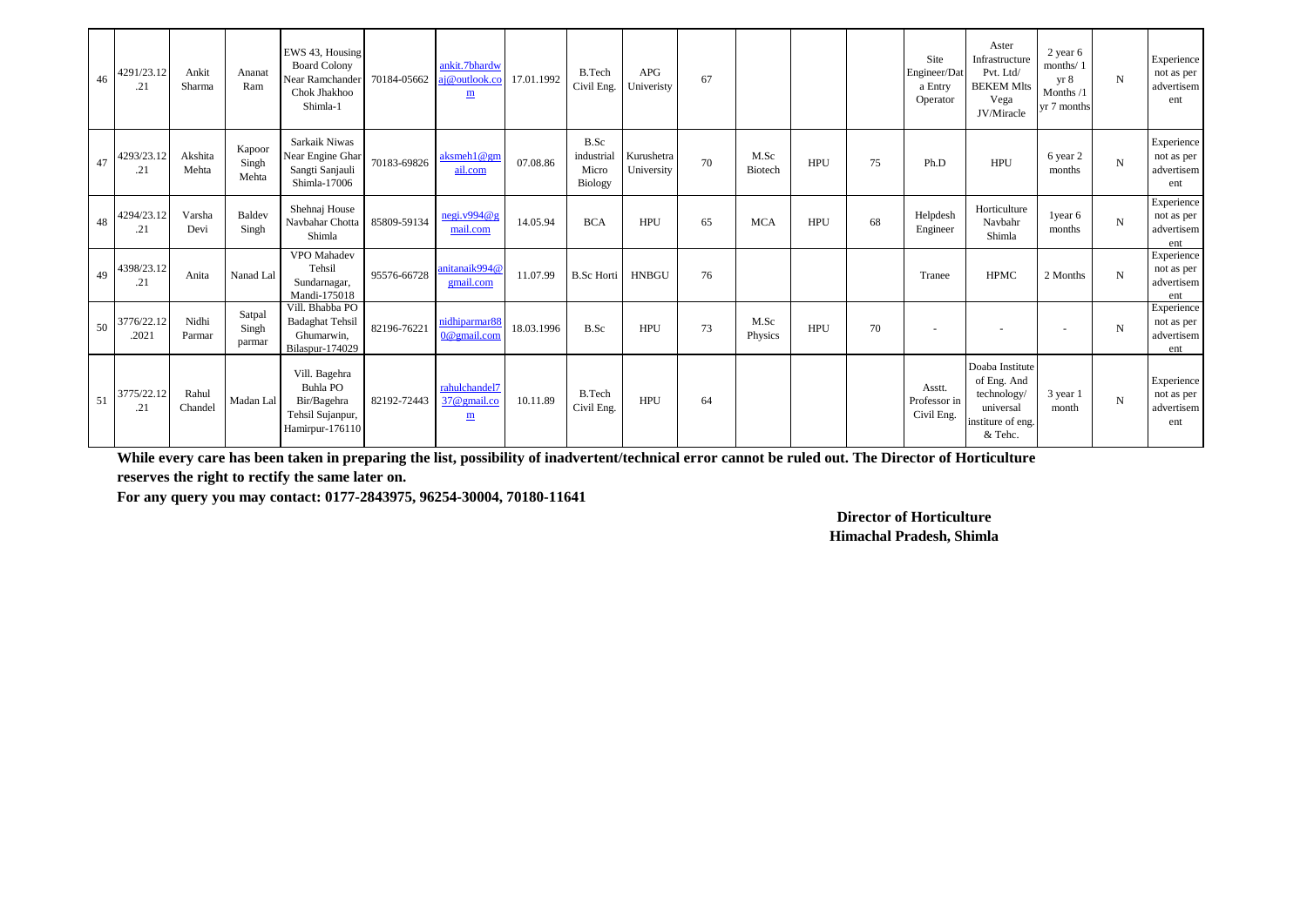| | | | | | | | | | | | | | | | | | | | |
|---|---|---|---|---|---|---|---|---|---|---|---|---|---|---|---|---|---|---|---|
| 46 | 4291/23.12.21 | Ankit Sharma | Ananat Ram | EWS 43, Housing Board Colony Near Ramchander Chok Jhakhoo Shimla-1 | 70184-05662 | ankit.7bhardwaj@outlook.com | 17.01.1992 | B.Tech Civil Eng. | APG Univeristy | 67 | | | | Site Engineer/Data Entry Operator | Aster Infrastructure Pvt. Ltd/ BEKEM Mlts Vega JV/Miracle | 2 year 6 months/ 1 yr 8 Months /1 yr 7 months | N | Experience not as per advertisement |
| 47 | 4293/23.12.21 | Akshita Mehta | Kapoor Singh Mehta | Sarkaik Niwas Near Engine Ghar Sangti Sanjauli Shimla-17006 | 70183-69826 | aksmeh1@gmail.com | 07.08.86 | B.Sc industrial Micro Biology | Kurushetra University | 70 | M.Sc Biotech | HPU | 75 | Ph.D | HPU | 6 year 2 months | N | Experience not as per advertisement |
| 48 | 4294/23.12.21 | Varsha Devi | Baldev Singh | Shehnaj House Navbahar Chotta Shimla | 85809-59134 | negi.v994@gmail.com | 14.05.94 | BCA | HPU | 65 | MCA | HPU | 68 | Helpdesh Engineer | Horticulture Navbahr Shimla | 1year 6 months | N | Experience not as per advertisement |
| 49 | 4398/23.12.21 | Anita | Nanad Lal | VPO Mahadev Tehsil Sundarnagar, Mandi-175018 | 95576-66728 | anitanaik994@gmail.com | 11.07.99 | B.Sc Horti | HNBGU | 76 | | | | Tranee | HPMC | 2 Months | N | Experience not as per advertisement |
| 50 | 3776/22.12.2021 | Nidhi Parmar | Satpal Singh parmar | Vill. Bhabba PO Badaghat Tehsil Ghumarwin, Bilaspur-174029 | 82196-76221 | nidhiparmar880@gmail.com | 18.03.1996 | B.Sc | HPU | 73 | M.Sc Physics | HPU | 70 | - | - | - | N | Experience not as per advertisement |
| 51 | 3775/22.12.21 | Rahul Chandel | Madan Lal | Vill. Bagehra Buhla PO Bir/Bagehra Tehsil Sujanpur, Hamirpur-176110 | 82192-72443 | rahulchandel737@gmail.com | 10.11.89 | B.Tech Civil Eng. | HPU | 64 | | | | Asstt. Professor in Civil Eng. | Doaba Institute of Eng. And technology/ universal institure of eng. & Tehc. | 3 year 1 month | N | Experience not as per advertisement |

**While every care has been taken in preparing the list, possibility of inadvertent/technical error cannot be ruled out. The Director of Horticulture reserves the right to rectify the same later on.**

**For any query you may contact: 0177-2843975, 96254-30004, 70180-11641**

**Director of Horticulture**
**Himachal Pradesh, Shimla**